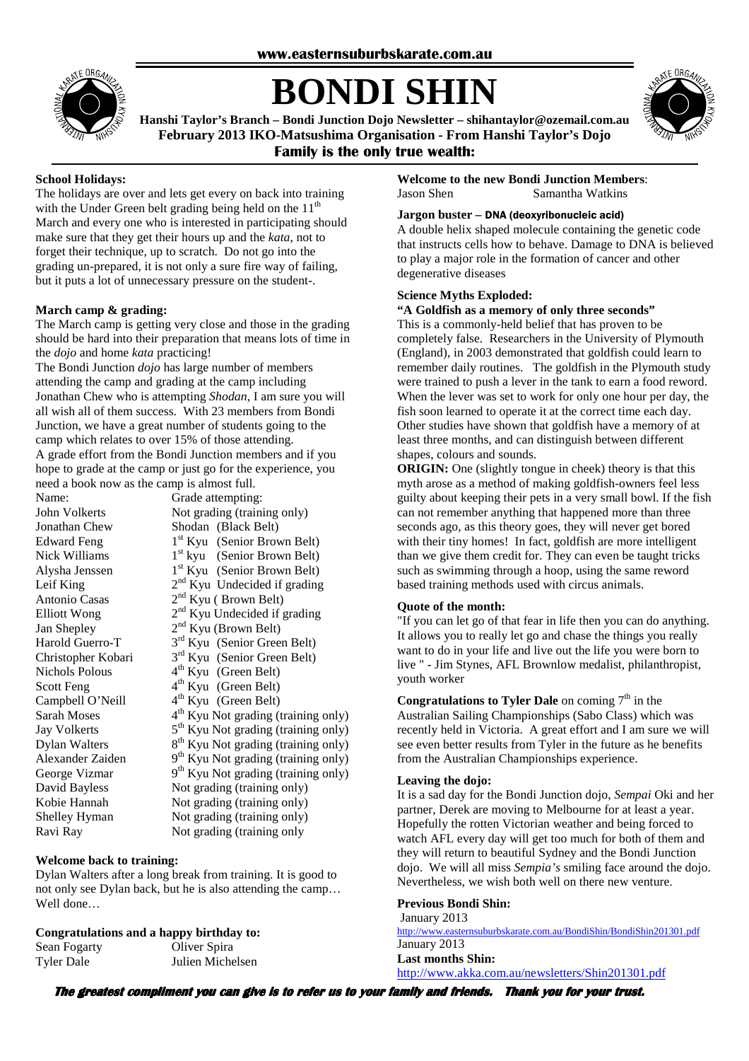www.easternsuburbskarate.com.au

# BONDI SHIN

**Hanshi Taylor's Branch – Bondi Junction Dojo Newsletter – shihantaylor@ozemail.com.au**
**February 2013 IKO-Matsushima Organisation - From Hanshi Taylor's Dojo**
**Family is the only true wealth:**

### School Holidays:

The holidays are over and lets get every on back into training with the Under Green belt grading being held on the 11th March and every one who is interested in participating should make sure that they get their hours up and the *kata*, not to forget their technique, up to scratch. Do not go into the grading un-prepared, it is not only a sure fire way of failing, but it puts a lot of unnecessary pressure on the student-.

### March camp & grading:

The March camp is getting very close and those in the grading should be hard into their preparation that means lots of time in the *dojo* and home *kata* practicing!

The Bondi Junction *dojo* has large number of members attending the camp and grading at the camp including Jonathan Chew who is attempting *Shodan*, I am sure you will all wish all of them success. With 23 members from Bondi Junction, we have a great number of students going to the camp which relates to over 15% of those attending.

A grade effort from the Bondi Junction members and if you hope to grade at the camp or just go for the experience, you need a book now as the camp is almost full.

| Name: | Grade attempting: |
|---|---|
| John Volkerts | Not grading (training only) |
| Jonathan Chew | Shodan (Black Belt) |
| Edward Feng | 1st Kyu (Senior Brown Belt) |
| Nick Williams | 1st kyu (Senior Brown Belt) |
| Alysha Jenssen | 1st Kyu (Senior Brown Belt) |
| Leif King | 2nd Kyu Undecided if grading |
| Antonio Casas | 2nd Kyu ( Brown Belt) |
| Elliott Wong | 2nd Kyu Undecided if grading |
| Jan Shepley | 2nd Kyu (Brown Belt) |
| Harold Guerro-T | 3rd Kyu (Senior Green Belt) |
| Christopher Kobari | 3rd Kyu (Senior Green Belt) |
| Nichols Polous | 4th Kyu (Green Belt) |
| Scott Feng | 4th Kyu (Green Belt) |
| Campbell O'Neill | 4th Kyu (Green Belt) |
| Sarah Moses | 4th Kyu Not grading (training only) |
| Jay Volkerts | 5th Kyu Not grading (training only) |
| Dylan Walters | 8th Kyu Not grading (training only) |
| Alexander Zaiden | 9th Kyu Not grading (training only) |
| George Vizmar | 9th Kyu Not grading (training only) |
| David Bayless | Not grading (training only) |
| Kobie Hannah | Not grading (training only) |
| Shelley Hyman | Not grading (training only) |
| Ravi Ray | Not grading (training only |

### Welcome back to training:

Dylan Walters after a long break from training. It is good to not only see Dylan back, but he is also attending the camp… Well done…

### Congratulations and a happy birthday to:

| | |
|---|---|
| Sean Fogarty | Oliver Spira |
| Tyler Dale | Julien Michelsen |

### Welcome to the new Bondi Junction Members:

Jason Shen    Samantha Watkins

### Jargon buster – DNA (deoxyribonucleic acid)

A double helix shaped molecule containing the genetic code that instructs cells how to behave. Damage to DNA is believed to play a major role in the formation of cancer and other degenerative diseases

### Science Myths Exploded:

**"A Goldfish as a memory of only three seconds"**

This is a commonly-held belief that has proven to be completely false. Researchers in the University of Plymouth (England), in 2003 demonstrated that goldfish could learn to remember daily routines. The goldfish in the Plymouth study were trained to push a lever in the tank to earn a food reward. When the lever was set to work for only one hour per day, the fish soon learned to operate it at the correct time each day. Other studies have shown that goldfish have a memory of at least three months, and can distinguish between different shapes, colours and sounds.

**ORIGIN:** One (slightly tongue in cheek) theory is that this myth arose as a method of making goldfish-owners feel less guilty about keeping their pets in a very small bowl. If the fish can not remember anything that happened more than three seconds ago, as this theory goes, they will never get bored with their tiny homes! In fact, goldfish are more intelligent than we give them credit for. They can even be taught tricks such as swimming through a hoop, using the same reword based training methods used with circus animals.

### Quote of the month:

"If you can let go of that fear in life then you can do anything. It allows you to really let go and chase the things you really want to do in your life and live out the life you were born to live " - Jim Stynes, AFL Brownlow medalist, philanthropist, youth worker

**Congratulations to Tyler Dale** on coming 7th in the Australian Sailing Championships (Sabo Class) which was recently held in Victoria. A great effort and I am sure we will see even better results from Tyler in the future as he benefits from the Australian Championships experience.

### Leaving the dojo:

It is a sad day for the Bondi Junction dojo, *Sempai* Oki and her partner, Derek are moving to Melbourne for at least a year. Hopefully the rotten Victorian weather and being forced to watch AFL every day will get too much for both of them and they will return to beautiful Sydney and the Bondi Junction dojo. We will all miss *Sempia's* smiling face around the dojo. Nevertheless, we wish both well on there new venture.

### Previous Bondi Shin:

January 2013
http://www.easternsuburbskarate.com.au/BondiShin/BondiShin201301.pdf
January 2013

**Last months Shin:**
http://www.akka.com.au/newsletters/Shin201301.pdf

***The greatest compliment you can give is to refer us to your family and friends. Thank you for your trust.***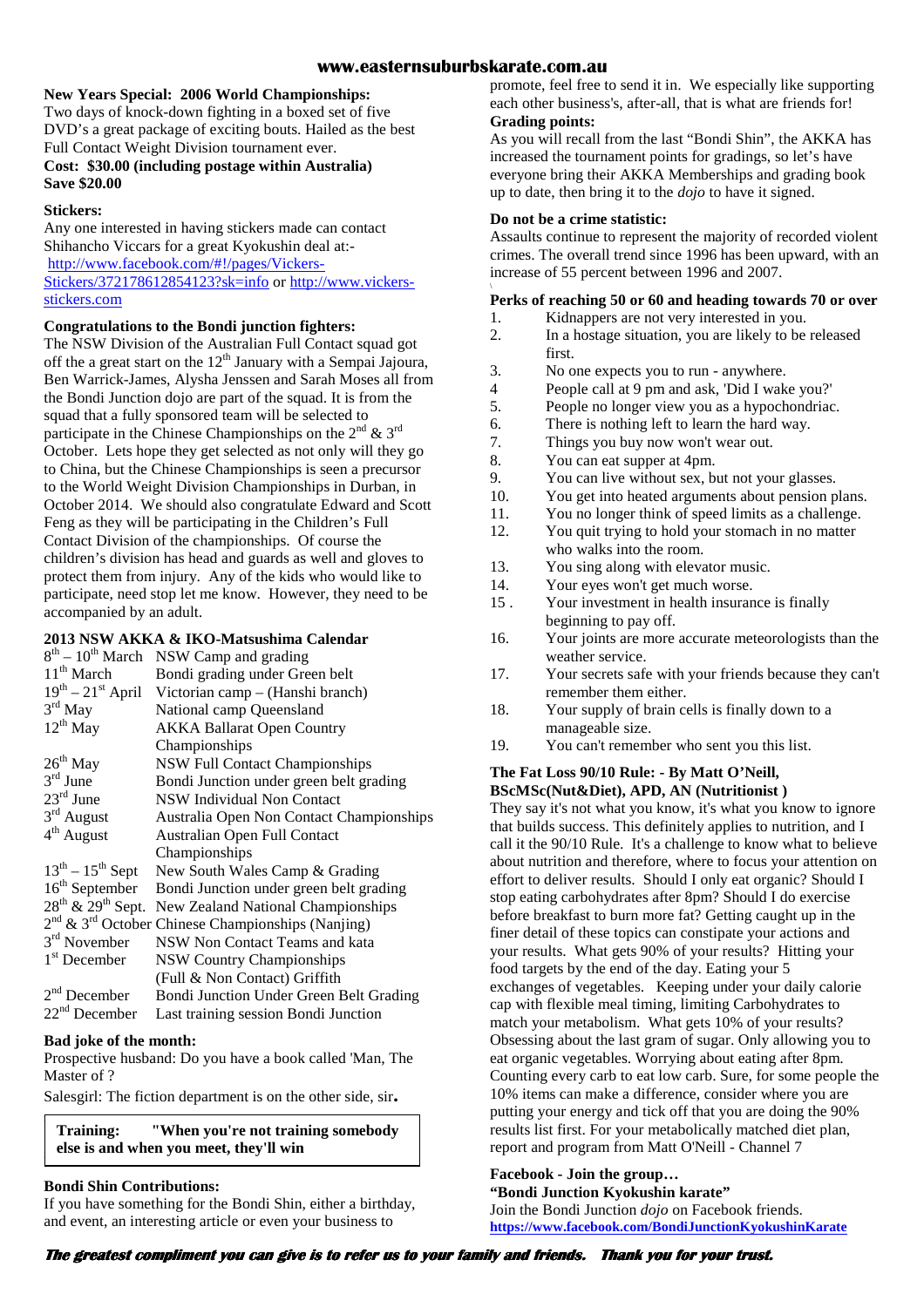www.easternsuburbskarate.com.au

**New Years Special: 2006 World Championships:**
Two days of knock-down fighting in a boxed set of five DVD's a great package of exciting bouts. Hailed as the best Full Contact Weight Division tournament ever.
**Cost: $30.00 (including postage within Australia)**
**Save $20.00**

**Stickers:**
Any one interested in having stickers made can contact Shihancho Viccars for a great Kyokushin deal at:-
[http://www.facebook.com/#!/pages/Vickers-Stickers/372178612854123?sk=info](http://www.facebook.com/#!/pages/Vickers-Stickers/372178612854123?sk=info) or [http://www.vickers-stickers.com](http://www.vickers-stickers.com)

**Congratulations to the Bondi junction fighters:**
The NSW Division of the Australian Full Contact squad got off the a great start on the 12th January with a Sempai Jajoura, Ben Warrick-James, Alysha Jenssen and Sarah Moses all from the Bondi Junction dojo are part of the squad. It is from the squad that a fully sponsored team will be selected to participate in the Chinese Championships on the 2nd & 3rd October. Lets hope they get selected as not only will they go to China, but the Chinese Championships is seen a precursor to the World Weight Division Championships in Durban, in October 2014. We should also congratulate Edward and Scott Feng as they will be participating in the Children's Full Contact Division of the championships. Of course the children's division has head and guards as well and gloves to protect them from injury. Any of the kids who would like to participate, need stop let me know. However, they need to be accompanied by an adult.

**2013 NSW AKKA & IKO-Matsushima Calendar**

| | |
|---|---|
| 8th – 10th March | NSW Camp and grading |
| 11th March | Bondi grading under Green belt |
| 19th – 21st April | Victorian camp – (Hanshi branch) |
| 3rd May | National camp Queensland |
| 12th May | AKKA Ballarat Open Country Championships |
| 26th May | NSW Full Contact Championships |
| 3rd June | Bondi Junction under green belt grading |
| 23rd June | NSW Individual Non Contact |
| 3rd August | Australia Open Non Contact Championships |
| 4th August | Australian Open Full Contact Championships |
| 13th – 15th Sept | New South Wales Camp & Grading |
| 16th September | Bondi Junction under green belt grading |
| 28th & 29th Sept. | New Zealand National Championships |
| 2nd & 3rd October | Chinese Championships (Nanjing) |
| 3rd November | NSW Non Contact Teams and kata |
| 1st December | NSW Country Championships (Full & Non Contact) Griffith |
| 2nd December | Bondi Junction Under Green Belt Grading |
| 22nd December | Last training session Bondi Junction |

**Bad joke of the month:**
Prospective husband: Do you have a book called 'Man, The Master of ?
Salesgirl: The fiction department is on the other side, sir.

**Training: "When you're not training somebody else is and when you meet, they'll win**

**Bondi Shin Contributions:**
If you have something for the Bondi Shin, either a birthday, and event, an interesting article or even your business to promote, feel free to send it in. We especially like supporting each other business's, after-all, that is what are friends for!

**Grading points:**
As you will recall from the last "Bondi Shin", the AKKA has increased the tournament points for gradings, so let's have everyone bring their AKKA Memberships and grading book up to date, then bring it to the *dojo* to have it signed.

**Do not be a crime statistic:**
Assaults continue to represent the majority of recorded violent crimes. The overall trend since 1996 has been upward, with an increase of 55 percent between 1996 and 2007.

**Perks of reaching 50 or 60 and heading towards 70 or over**
1. Kidnappers are not very interested in you.
2. In a hostage situation, you are likely to be released first.
3. No one expects you to run - anywhere.
4 People call at 9 pm and ask, 'Did I wake you?'
5. People no longer view you as a hypochondriac.
6. There is nothing left to learn the hard way.
7. Things you buy now won't wear out.
8. You can eat supper at 4pm.
9. You can live without sex, but not your glasses.
10. You get into heated arguments about pension plans.
11. You no longer think of speed limits as a challenge.
12. You quit trying to hold your stomach in no matter who walks into the room.
13. You sing along with elevator music.
14. Your eyes won't get much worse.
15 . Your investment in health insurance is finally beginning to pay off.
16. Your joints are more accurate meteorologists than the weather service.
17. Your secrets safe with your friends because they can't remember them either.
18. Your supply of brain cells is finally down to a manageable size.
19. You can't remember who sent you this list.

**The Fat Loss 90/10 Rule: - By Matt O'Neill, BScMSc(Nut&Diet), APD, AN (Nutritionist )**
They say it's not what you know, it's what you know to ignore that builds success. This definitely applies to nutrition, and I call it the 90/10 Rule. It's a challenge to know what to believe about nutrition and therefore, where to focus your attention on effort to deliver results. Should I only eat organic? Should I stop eating carbohydrates after 8pm? Should I do exercise before breakfast to burn more fat? Getting caught up in the finer detail of these topics can constipate your actions and your results. What gets 90% of your results? Hitting your food targets by the end of the day. Eating your 5 exchanges of vegetables. Keeping under your daily calorie cap with flexible meal timing, limiting Carbohydrates to match your metabolism. What gets 10% of your results? Obsessing about the last gram of sugar. Only allowing you to eat organic vegetables. Worrying about eating after 8pm. Counting every carb to eat low carb. Sure, for some people the 10% items can make a difference, consider where you are putting your energy and tick off that you are doing the 90% results list first. For your metabolically matched diet plan, report and program from Matt O'Neill - Channel 7

**Facebook - Join the group…**
**"Bondi Junction Kyokushin karate"**
Join the Bondi Junction *dojo* on Facebook friends.
**[https://www.facebook.com/BondiJunctionKyokushinKarate](https://www.facebook.com/BondiJunctionKyokushinKarate)**

***The greatest compliment you can give is to refer us to your family and friends. Thank you for your trust.***